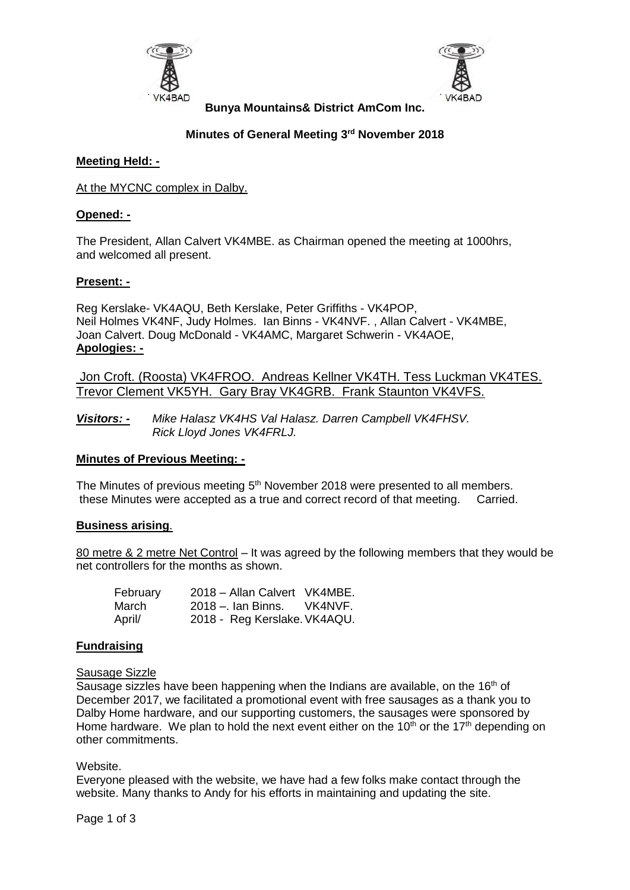**Bunya Mountains& District AmCom Inc.**

**Minutes of General Meeting 3rd November 2018**

**Meeting Held: -**

At the MYCNC complex in Dalby.

**Opened: -**

The President, Allan Calvert VK4MBE. as Chairman opened the meeting at 1000hrs, and welcomed all present.

**Present: -**

Reg Kerslake- VK4AQU, Beth Kerslake, Peter Griffiths - VK4POP, Neil Holmes VK4NF, Judy Holmes. Ian Binns - VK4NVF. , Allan Calvert - VK4MBE, Joan Calvert. Doug McDonald - VK4AMC, Margaret Schwerin - VK4AOE,

**Apologies: -**

Jon Croft. (Roosta) VK4FROO. Andreas Kellner VK4TH. Tess Luckman VK4TES. Trevor Clement VK5YH. Gary Bray VK4GRB. Frank Staunton VK4VFS.

***Visitors: -*** *Mike Halasz VK4HS Val Halasz. Darren Campbell VK4FHSV. Rick Lloyd Jones VK4FRLJ.*

**Minutes of Previous Meeting: -**

The Minutes of previous meeting 5th November 2018 were presented to all members. these Minutes were accepted as a true and correct record of that meeting. Carried.

**Business arising**.

80 metre & 2 metre Net Control – It was agreed by the following members that they would be net controllers for the months as shown.

| | | |
|---|---|---|
| February | 2018 – Allan Calvert | VK4MBE. |
| March | 2018 –. Ian Binns. | VK4NVF. |
| April/ | 2018 - Reg Kerslake. | VK4AQU. |

**Fundraising**

Sausage Sizzle

Sausage sizzles have been happening when the Indians are available, on the 16th of December 2017, we facilitated a promotional event with free sausages as a thank you to Dalby Home hardware, and our supporting customers, the sausages were sponsored by Home hardware. We plan to hold the next event either on the 10th or the 17th depending on other commitments.

Website.

Everyone pleased with the website, we have had a few folks make contact through the website. Many thanks to Andy for his efforts in maintaining and updating the site.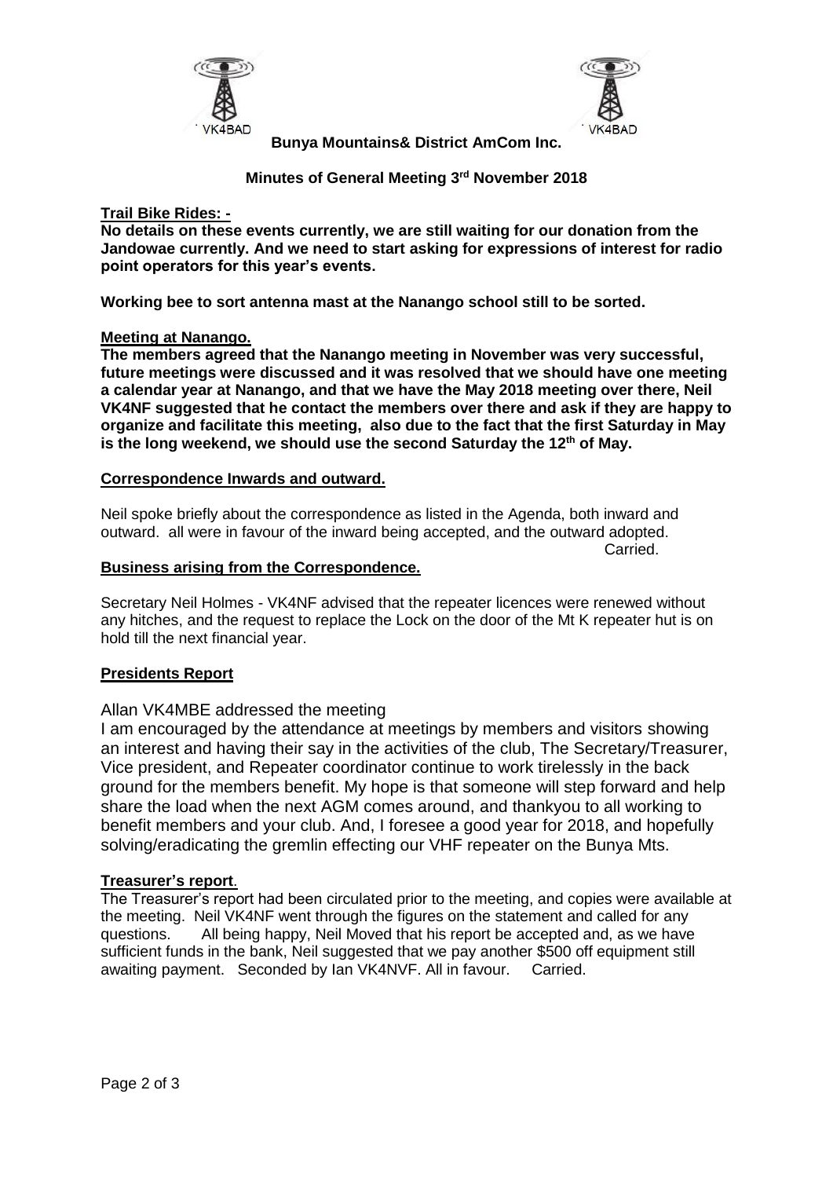**Bunya Mountains& District AmCom Inc.**

**Minutes of General Meeting 3rd November 2018**

**Trail Bike Rides: -**

**No details on these events currently, we are still waiting for our donation from the Jandowae currently. And we need to start asking for expressions of interest for radio point operators for this year's events.**

**Working bee to sort antenna mast at the Nanango school still to be sorted.**

**Meeting at Nanango.**

**The members agreed that the Nanango meeting in November was very successful, future meetings were discussed and it was resolved that we should have one meeting a calendar year at Nanango, and that we have the May 2018 meeting over there, Neil VK4NF suggested that he contact the members over there and ask if they are happy to organize and facilitate this meeting, also due to the fact that the first Saturday in May is the long weekend, we should use the second Saturday the 12th of May.**

**Correspondence Inwards and outward.**

Neil spoke briefly about the correspondence as listed in the Agenda, both inward and outward. all were in favour of the inward being accepted, and the outward adopted.

Carried.

**Business arising from the Correspondence.**

Secretary Neil Holmes - VK4NF advised that the repeater licences were renewed without any hitches, and the request to replace the Lock on the door of the Mt K repeater hut is on hold till the next financial year.

**Presidents Report**

Allan VK4MBE addressed the meeting

I am encouraged by the attendance at meetings by members and visitors showing an interest and having their say in the activities of the club, The Secretary/Treasurer, Vice president, and Repeater coordinator continue to work tirelessly in the back ground for the members benefit. My hope is that someone will step forward and help share the load when the next AGM comes around, and thankyou to all working to benefit members and your club. And, I foresee a good year for 2018, and hopefully solving/eradicating the gremlin effecting our VHF repeater on the Bunya Mts.

**Treasurer's report.**

The Treasurer's report had been circulated prior to the meeting, and copies were available at the meeting. Neil VK4NF went through the figures on the statement and called for any questions. All being happy, Neil Moved that his report be accepted and, as we have sufficient funds in the bank, Neil suggested that we pay another $500 off equipment still awaiting payment. Seconded by Ian VK4NVF. All in favour. Carried.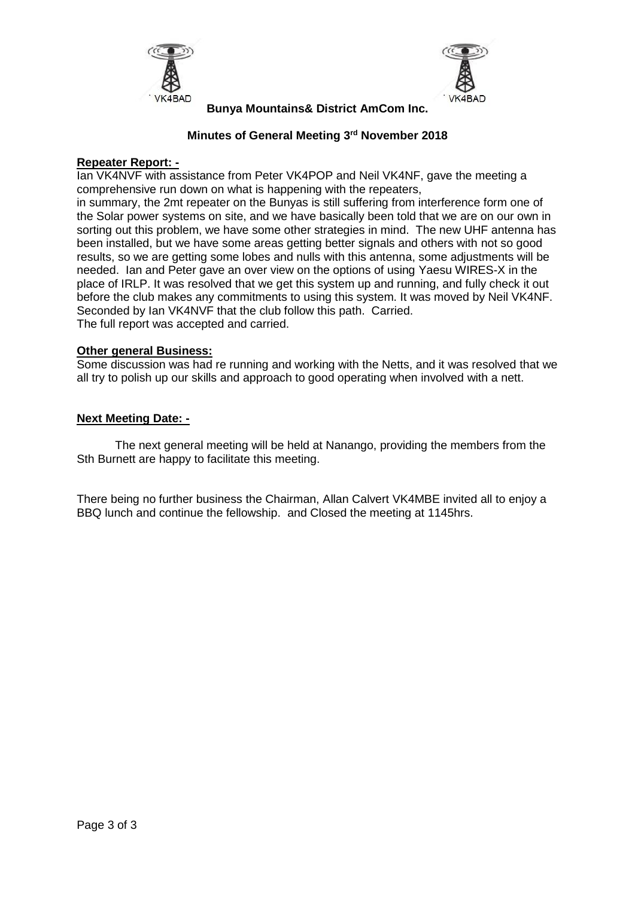**Bunya Mountains& District AmCom Inc.**

**Minutes of General Meeting 3rd November 2018**

**Repeater Report: -**

Ian VK4NVF with assistance from Peter VK4POP and Neil VK4NF, gave the meeting a comprehensive run down on what is happening with the repeaters,
in summary, the 2mt repeater on the Bunyas is still suffering from interference form one of the Solar power systems on site, and we have basically been told that we are on our own in sorting out this problem, we have some other strategies in mind. The new UHF antenna has been installed, but we have some areas getting better signals and others with not so good results, so we are getting some lobes and nulls with this antenna, some adjustments will be needed. Ian and Peter gave an over view on the options of using Yaesu WIRES-X in the place of IRLP. It was resolved that we get this system up and running, and fully check it out before the club makes any commitments to using this system. It was moved by Neil VK4NF. Seconded by Ian VK4NVF that the club follow this path. Carried.
The full report was accepted and carried.

**Other general Business:**

Some discussion was had re running and working with the Netts, and it was resolved that we all try to polish up our skills and approach to good operating when involved with a nett.

**Next Meeting Date: -**

The next general meeting will be held at Nanango, providing the members from the Sth Burnett are happy to facilitate this meeting.

There being no further business the Chairman, Allan Calvert VK4MBE invited all to enjoy a BBQ lunch and continue the fellowship. and Closed the meeting at 1145hrs.